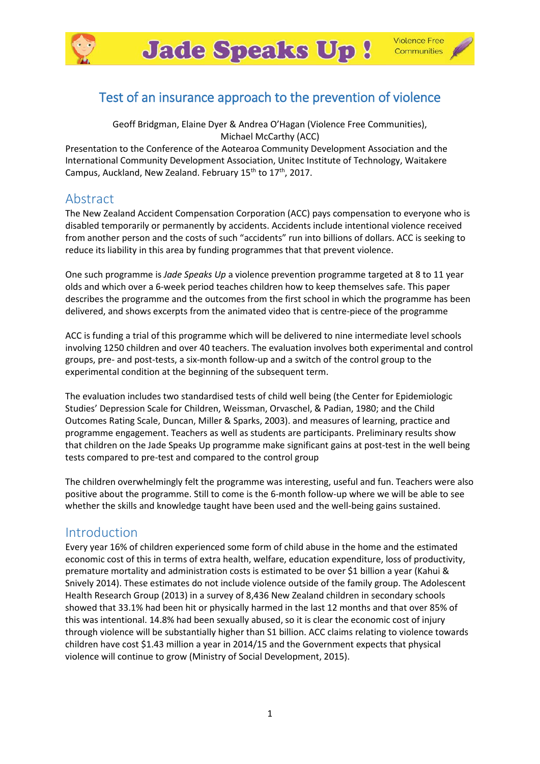# Test of an insurance approach to the prevention of violence

Geoff Bridgman, Elaine Dyer & Andrea O'Hagan (Violence Free Communities), Michael McCarthy (ACC)

Presentation to the Conference of the Aotearoa Community Development Association and the International Community Development Association, Unitec Institute of Technology, Waitakere Campus, Auckland, New Zealand. February 15th to 17th, 2017.

## Abstract

The New Zealand Accident Compensation Corporation (ACC) pays compensation to everyone who is disabled temporarily or permanently by accidents. Accidents include intentional violence received from another person and the costs of such "accidents" run into billions of dollars. ACC is seeking to reduce its liability in this area by funding programmes that that prevent violence.

One such programme is *Jade Speaks Up* a violence prevention programme targeted at 8 to 11 year olds and which over a 6-week period teaches children how to keep themselves safe. This paper describes the programme and the outcomes from the first school in which the programme has been delivered, and shows excerpts from the animated video that is centre-piece of the programme

ACC is funding a trial of this programme which will be delivered to nine intermediate level schools involving 1250 children and over 40 teachers. The evaluation involves both experimental and control groups, pre- and post-tests, a six-month follow-up and a switch of the control group to the experimental condition at the beginning of the subsequent term.

The evaluation includes two standardised tests of child well being (the Center for Epidemiologic Studies' Depression Scale for Children, Weissman, Orvaschel, & Padian, 1980; and the Child Outcomes Rating Scale, Duncan, Miller & Sparks, 2003). and measures of learning, practice and programme engagement. Teachers as well as students are participants. Preliminary results show that children on the Jade Speaks Up programme make significant gains at post-test in the well being tests compared to pre-test and compared to the control group

The children overwhelmingly felt the programme was interesting, useful and fun. Teachers were also positive about the programme. Still to come is the 6-month follow-up where we will be able to see whether the skills and knowledge taught have been used and the well-being gains sustained.

## Introduction

Every year 16% of children experienced some form of child abuse in the home and the estimated economic cost of this in terms of extra health, welfare, education expenditure, loss of productivity, premature mortality and administration costs is estimated to be over $1 billion a year (Kahui & Snively 2014). These estimates do not include violence outside of the family group. The Adolescent Health Research Group (2013) in a survey of 8,436 New Zealand children in secondary schools showed that 33.1% had been hit or physically harmed in the last 12 months and that over 85% of this was intentional. 14.8% had been sexually abused, so it is clear the economic cost of injury through violence will be substantially higher than S1 billion. ACC claims relating to violence towards children have cost $1.43 million a year in 2014/15 and the Government expects that physical violence will continue to grow (Ministry of Social Development, 2015).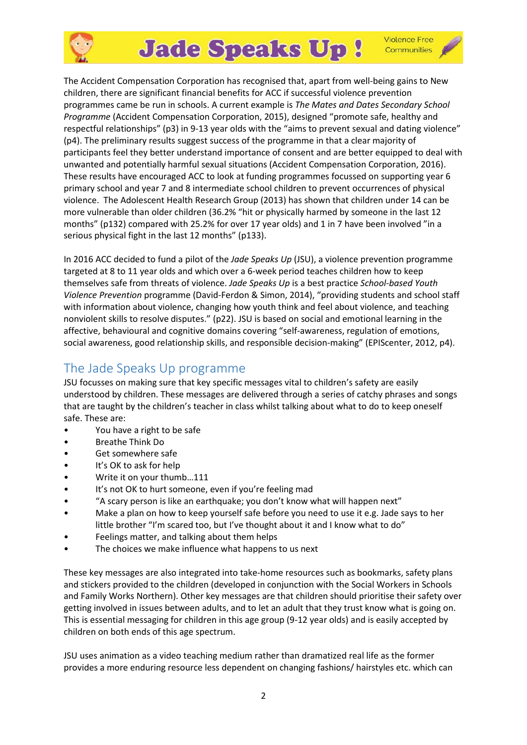The Accident Compensation Corporation has recognised that, apart from well-being gains to New children, there are significant financial benefits for ACC if successful violence prevention programmes came be run in schools. A current example is *The Mates and Dates Secondary School Programme* (Accident Compensation Corporation, 2015), designed "promote safe, healthy and respectful relationships" (p3) in 9-13 year olds with the "aims to prevent sexual and dating violence" (p4). The preliminary results suggest success of the programme in that a clear majority of participants feel they better understand importance of consent and are better equipped to deal with unwanted and potentially harmful sexual situations (Accident Compensation Corporation, 2016). These results have encouraged ACC to look at funding programmes focussed on supporting year 6 primary school and year 7 and 8 intermediate school children to prevent occurrences of physical violence. The Adolescent Health Research Group (2013) has shown that children under 14 can be more vulnerable than older children (36.2% "hit or physically harmed by someone in the last 12 months" (p132) compared with 25.2% for over 17 year olds) and 1 in 7 have been involved "in a serious physical fight in the last 12 months" (p133).

In 2016 ACC decided to fund a pilot of the *Jade Speaks Up* (JSU), a violence prevention programme targeted at 8 to 11 year olds and which over a 6-week period teaches children how to keep themselves safe from threats of violence. *Jade Speaks Up* is a best practice *School-based Youth Violence Prevention* programme (David-Ferdon & Simon, 2014), "providing students and school staff with information about violence, changing how youth think and feel about violence, and teaching nonviolent skills to resolve disputes." (p22). JSU is based on social and emotional learning in the affective, behavioural and cognitive domains covering "self-awareness, regulation of emotions, social awareness, good relationship skills, and responsible decision-making" (EPIScenter, 2012, p4).

## The Jade Speaks Up programme

JSU focusses on making sure that key specific messages vital to children's safety are easily understood by children. These messages are delivered through a series of catchy phrases and songs that are taught by the children's teacher in class whilst talking about what to do to keep oneself safe. These are:

- You have a right to be safe
- Breathe Think Do
- Get somewhere safe
- It's OK to ask for help
- Write it on your thumb…111
- It's not OK to hurt someone, even if you're feeling mad
- "A scary person is like an earthquake; you don't know what will happen next"
- Make a plan on how to keep yourself safe before you need to use it e.g. Jade says to her little brother "I'm scared too, but I've thought about it and I know what to do"
- Feelings matter, and talking about them helps
- The choices we make influence what happens to us next

These key messages are also integrated into take-home resources such as bookmarks, safety plans and stickers provided to the children (developed in conjunction with the Social Workers in Schools and Family Works Northern). Other key messages are that children should prioritise their safety over getting involved in issues between adults, and to let an adult that they trust know what is going on. This is essential messaging for children in this age group (9-12 year olds) and is easily accepted by children on both ends of this age spectrum.

JSU uses animation as a video teaching medium rather than dramatized real life as the former provides a more enduring resource less dependent on changing fashions/ hairstyles etc. which can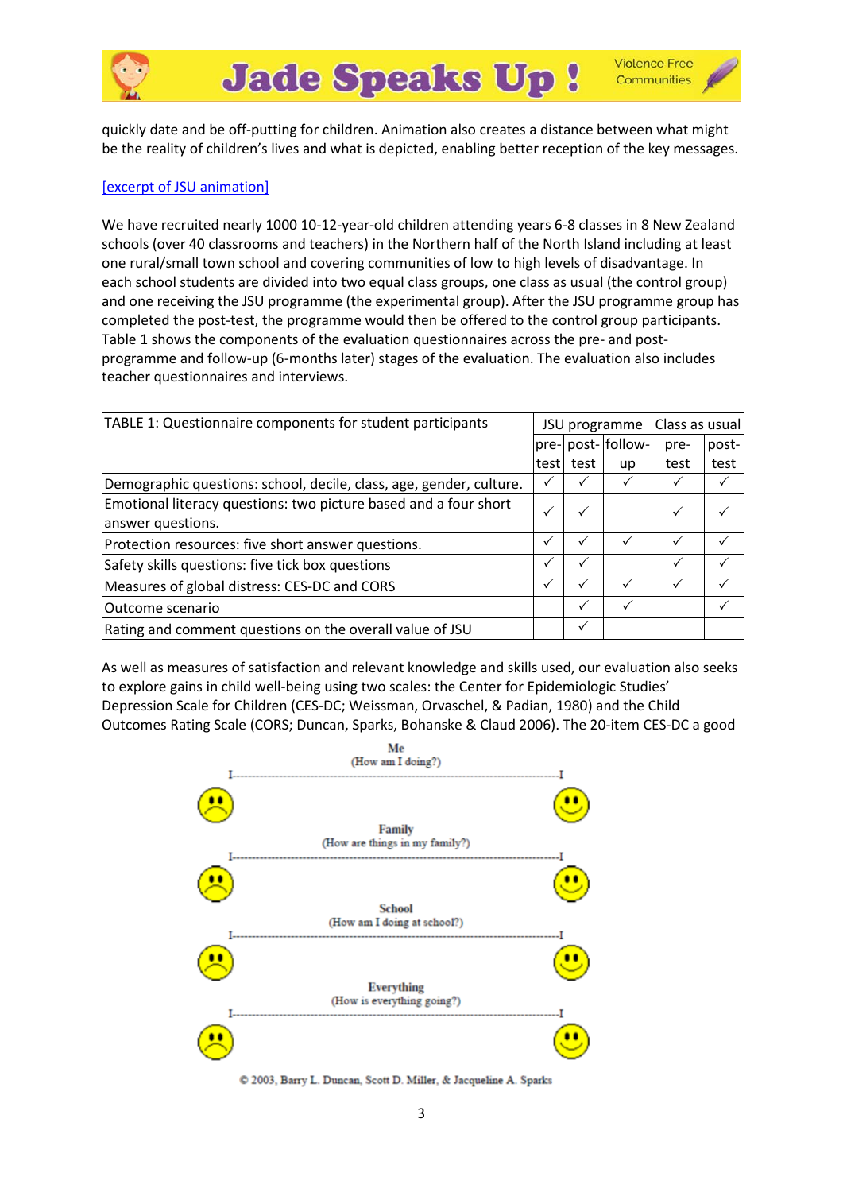quickly date and be off-putting for children. Animation also creates a distance between what might be the reality of children's lives and what is depicted, enabling better reception of the key messages.

[excerpt of JSU animation]

We have recruited nearly 1000 10-12-year-old children attending years 6-8 classes in 8 New Zealand schools (over 40 classrooms and teachers) in the Northern half of the North Island including at least one rural/small town school and covering communities of low to high levels of disadvantage. In each school students are divided into two equal class groups, one class as usual (the control group) and one receiving the JSU programme (the experimental group). After the JSU programme group has completed the post-test, the programme would then be offered to the control group participants. Table 1 shows the components of the evaluation questionnaires across the pre- and post-programme and follow-up (6-months later) stages of the evaluation. The evaluation also includes teacher questionnaires and interviews.

| TABLE 1: Questionnaire components for student participants | JSU programme | | | Class as usual | |
|---|---|---|---|---|---|
| | pre-test | post-test | follow-up | pre-test | post-test |
| Demographic questions: school, decile, class, age, gender, culture. | ✓ | ✓ | ✓ | ✓ | ✓ |
| Emotional literacy questions: two picture based and a four short answer questions. | ✓ | ✓ | | ✓ | ✓ |
| Protection resources: five short answer questions. | ✓ | ✓ | ✓ | ✓ | ✓ |
| Safety skills questions: five tick box questions | ✓ | ✓ | | ✓ | ✓ |
| Measures of global distress: CES-DC and CORS | ✓ | ✓ | ✓ | ✓ | ✓ |
| Outcome scenario | | ✓ | ✓ | | ✓ |
| Rating and comment questions on the overall value of JSU | | ✓ | | | |

As well as measures of satisfaction and relevant knowledge and skills used, our evaluation also seeks to explore gains in child well-being using two scales: the Center for Epidemiologic Studies' Depression Scale for Children (CES-DC; Weissman, Orvaschel, & Padian, 1980) and the Child Outcomes Rating Scale (CORS; Duncan, Sparks, Bohanske & Claud 2006). The 20-item CES-DC a good

**Me**
(How am I doing?)

**Family**
(How are things in my family?)

**School**
(How am I doing at school?)

**Everything**
(How is everything going?)

© 2003, Barry L. Duncan, Scott D. Miller, & Jacqueline A. Sparks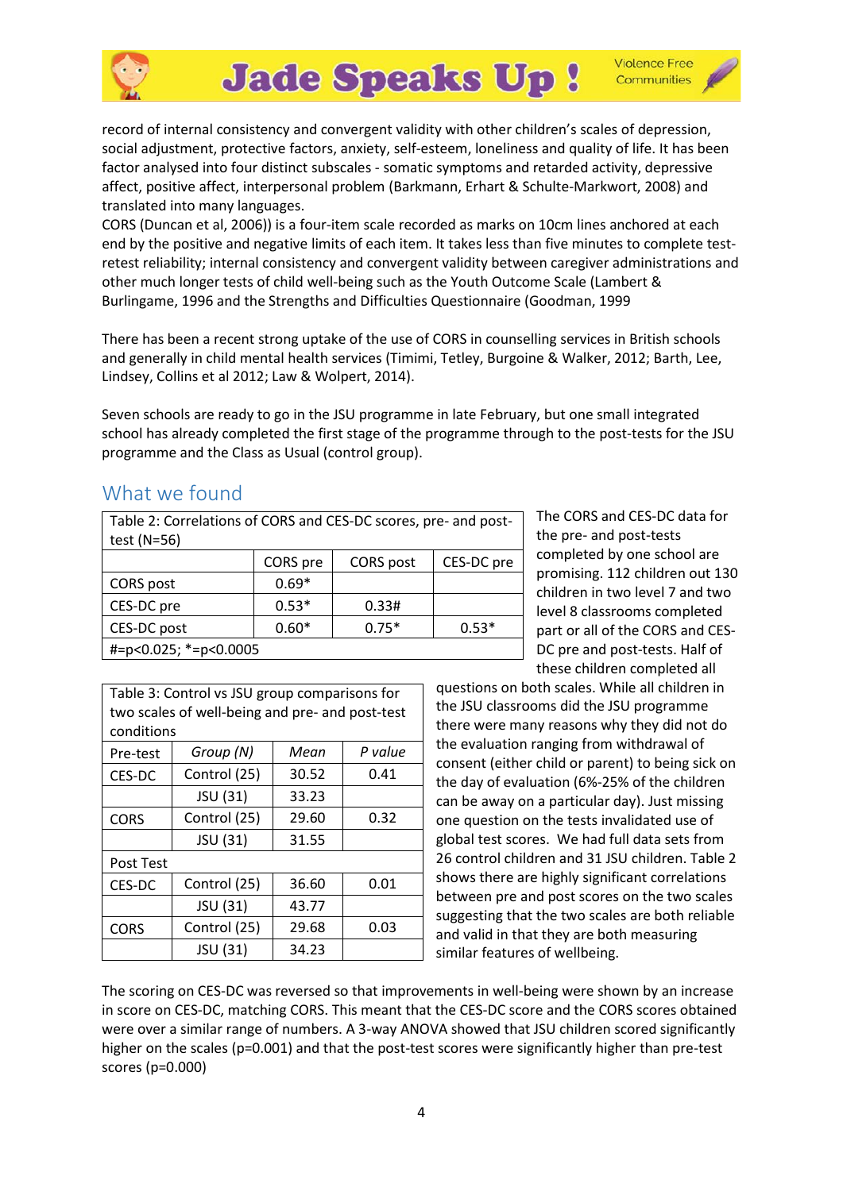record of internal consistency and convergent validity with other children's scales of depression, social adjustment, protective factors, anxiety, self-esteem, loneliness and quality of life. It has been factor analysed into four distinct subscales - somatic symptoms and retarded activity, depressive affect, positive affect, interpersonal problem (Barkmann, Erhart & Schulte-Markwort, 2008) and translated into many languages.

CORS (Duncan et al, 2006)) is a four-item scale recorded as marks on 10cm lines anchored at each end by the positive and negative limits of each item. It takes less than five minutes to complete test-retest reliability; internal consistency and convergent validity between caregiver administrations and other much longer tests of child well-being such as the Youth Outcome Scale (Lambert & Burlingame, 1996 and the Strengths and Difficulties Questionnaire (Goodman, 1999

There has been a recent strong uptake of the use of CORS in counselling services in British schools and generally in child mental health services (Timimi, Tetley, Burgoine & Walker, 2012; Barth, Lee, Lindsey, Collins et al 2012; Law & Wolpert, 2014).

Seven schools are ready to go in the JSU programme in late February, but one small integrated school has already completed the first stage of the programme through to the post-tests for the JSU programme and the Class as Usual (control group).

## What we found

Table 2: Correlations of CORS and CES-DC scores, pre- and post-test (N=56)

| | CORS pre | CORS post | CES-DC pre |
|---|---|---|---|
| CORS post | 0.69* | | |
| CES-DC pre | 0.53* | 0.33# | |
| CES-DC post | 0.60* | 0.75* | 0.53* |

#=p<0.025; *=p<0.0005

The CORS and CES-DC data for the pre- and post-tests completed by one school are promising. 112 children out 130 children in two level 7 and two level 8 classrooms completed part or all of the CORS and CES-DC pre and post-tests. Half of these children completed all questions on both scales. While all children in the JSU classrooms did the JSU programme there were many reasons why they did not do the evaluation ranging from withdrawal of consent (either child or parent) to being sick on the day of evaluation (6%-25% of the children can be away on a particular day). Just missing one question on the tests invalidated use of global test scores. We had full data sets from 26 control children and 31 JSU children. Table 2 shows there are highly significant correlations between pre and post scores on the two scales suggesting that the two scales are both reliable and valid in that they are both measuring similar features of wellbeing.

Table 3: Control vs JSU group comparisons for two scales of well-being and pre- and post-test conditions

| Pre-test | *Group (N)* | *Mean* | *P value* |
|---|---|---|---|
| CES-DC | Control (25) | 30.52 | 0.41 |
| | JSU (31) | 33.23 | |
| CORS | Control (25) | 29.60 | 0.32 |
| | JSU (31) | 31.55 | |
| Post Test | | | |
| CES-DC | Control (25) | 36.60 | 0.01 |
| | JSU (31) | 43.77 | |
| CORS | Control (25) | 29.68 | 0.03 |
| | JSU (31) | 34.23 | |

The scoring on CES-DC was reversed so that improvements in well-being were shown by an increase in score on CES-DC, matching CORS. This meant that the CES-DC score and the CORS scores obtained were over a similar range of numbers. A 3-way ANOVA showed that JSU children scored significantly higher on the scales (p=0.001) and that the post-test scores were significantly higher than pre-test scores (p=0.000)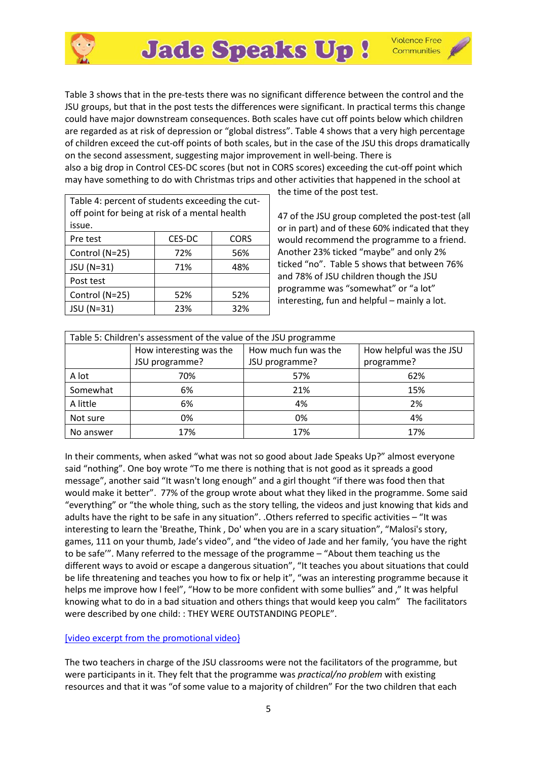Table 3 shows that in the pre-tests there was no significant difference between the control and the JSU groups, but that in the post tests the differences were significant. In practical terms this change could have major downstream consequences. Both scales have cut off points below which children are regarded as at risk of depression or "global distress". Table 4 shows that a very high percentage of children exceed the cut-off points of both scales, but in the case of the JSU this drops dramatically on the second assessment, suggesting major improvement in well-being. There is also a big drop in Control CES-DC scores (but not in CORS scores) exceeding the cut-off point which may have something to do with Christmas trips and other activities that happened in the school at the time of the post test.

| Table 4: percent of students exceeding the cut-off point for being at risk of a mental health issue. | | |
|---|---|---|
| Pre test | CES-DC | CORS |
| Control (N=25) | 72% | 56% |
| JSU (N=31) | 71% | 48% |
| Post test | | |
| Control (N=25) | 52% | 52% |
| JSU (N=31) | 23% | 32% |

47 of the JSU group completed the post-test (all or in part) and of these 60% indicated that they would recommend the programme to a friend. Another 23% ticked "maybe" and only 2% ticked "no". Table 5 shows that between 76% and 78% of JSU children though the JSU programme was "somewhat" or "a lot" interesting, fun and helpful – mainly a lot.

| Table 5: Children's assessment of the value of the JSU programme | | | |
|---|---|---|---|
| | How interesting was the JSU programme? | How much fun was the JSU programme? | How helpful was the JSU programme? |
| A lot | 70% | 57% | 62% |
| Somewhat | 6% | 21% | 15% |
| A little | 6% | 4% | 2% |
| Not sure | 0% | 0% | 4% |
| No answer | 17% | 17% | 17% |

In their comments, when asked "what was not so good about Jade Speaks Up?" almost everyone said "nothing". One boy wrote "To me there is nothing that is not good as it spreads a good message", another said "It wasn't long enough" and a girl thought "if there was food then that would make it better". 77% of the group wrote about what they liked in the programme. Some said "everything" or "the whole thing, such as the story telling, the videos and just knowing that kids and adults have the right to be safe in any situation". .Others referred to specific activities – "It was interesting to learn the 'Breathe, Think , Do' when you are in a scary situation", "Malosi's story, games, 111 on your thumb, Jade's video", and "the video of Jade and her family, 'you have the right to be safe'". Many referred to the message of the programme – "About them teaching us the different ways to avoid or escape a dangerous situation", "It teaches you about situations that could be life threatening and teaches you how to fix or help it", "was an interesting programme because it helps me improve how I feel", "How to be more confident with some bullies" and ," It was helpful knowing what to do in a bad situation and others things that would keep you calm" The facilitators were described by one child: : THEY WERE OUTSTANDING PEOPLE".

[video excerpt from the promotional video}

The two teachers in charge of the JSU classrooms were not the facilitators of the programme, but were participants in it. They felt that the programme was *practical/no problem* with existing resources and that it was "of some value to a majority of children" For the two children that each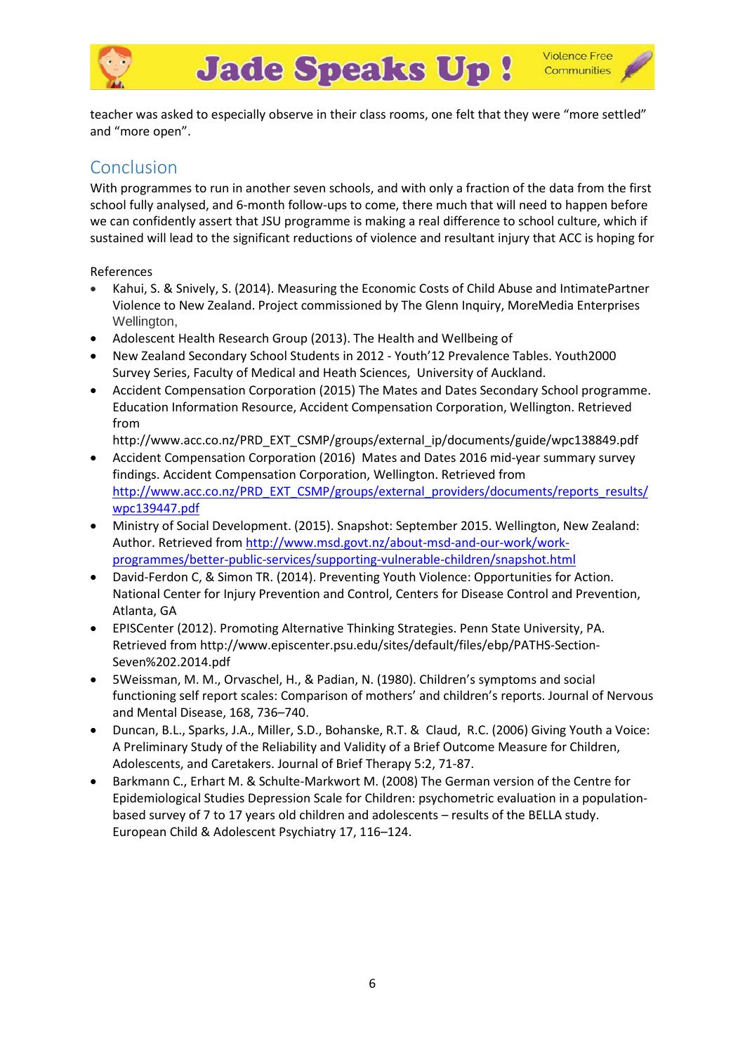teacher was asked to especially observe in their class rooms, one felt that they were "more settled" and "more open".

## Conclusion

With programmes to run in another seven schools, and with only a fraction of the data from the first school fully analysed, and 6-month follow-ups to come, there much that will need to happen before we can confidently assert that JSU programme is making a real difference to school culture, which if sustained will lead to the significant reductions of violence and resultant injury that ACC is hoping for

References

- Kahui, S. & Snively, S. (2014). Measuring the Economic Costs of Child Abuse and IntimatePartner Violence to New Zealand. Project commissioned by The Glenn Inquiry, MoreMedia Enterprises Wellington,
- Adolescent Health Research Group (2013). The Health and Wellbeing of
- New Zealand Secondary School Students in 2012 - Youth'12 Prevalence Tables. Youth2000 Survey Series, Faculty of Medical and Heath Sciences, University of Auckland.
- Accident Compensation Corporation (2015) The Mates and Dates Secondary School programme. Education Information Resource, Accident Compensation Corporation, Wellington. Retrieved from http://www.acc.co.nz/PRD_EXT_CSMP/groups/external_ip/documents/guide/wpc138849.pdf
- Accident Compensation Corporation (2016) Mates and Dates 2016 mid-year summary survey findings. Accident Compensation Corporation, Wellington. Retrieved from http://www.acc.co.nz/PRD_EXT_CSMP/groups/external_providers/documents/reports_results/wpc139447.pdf
- Ministry of Social Development. (2015). Snapshot: September 2015. Wellington, New Zealand: Author. Retrieved from http://www.msd.govt.nz/about-msd-and-our-work/work-programmes/better-public-services/supporting-vulnerable-children/snapshot.html
- David-Ferdon C, & Simon TR. (2014). Preventing Youth Violence: Opportunities for Action. National Center for Injury Prevention and Control, Centers for Disease Control and Prevention, Atlanta, GA
- EPISCenter (2012). Promoting Alternative Thinking Strategies. Penn State University, PA. Retrieved from http://www.episcenter.psu.edu/sites/default/files/ebp/PATHS-Section-Seven%202.2014.pdf
- 5Weissman, M. M., Orvaschel, H., & Padian, N. (1980). Children's symptoms and social functioning self report scales: Comparison of mothers' and children's reports. Journal of Nervous and Mental Disease, 168, 736–740.
- Duncan, B.L., Sparks, J.A., Miller, S.D., Bohanske, R.T. & Claud, R.C. (2006) Giving Youth a Voice: A Preliminary Study of the Reliability and Validity of a Brief Outcome Measure for Children, Adolescents, and Caretakers. Journal of Brief Therapy 5:2, 71-87.
- Barkmann C., Erhart M. & Schulte-Markwort M. (2008) The German version of the Centre for Epidemiological Studies Depression Scale for Children: psychometric evaluation in a population-based survey of 7 to 17 years old children and adolescents – results of the BELLA study. European Child & Adolescent Psychiatry 17, 116–124.